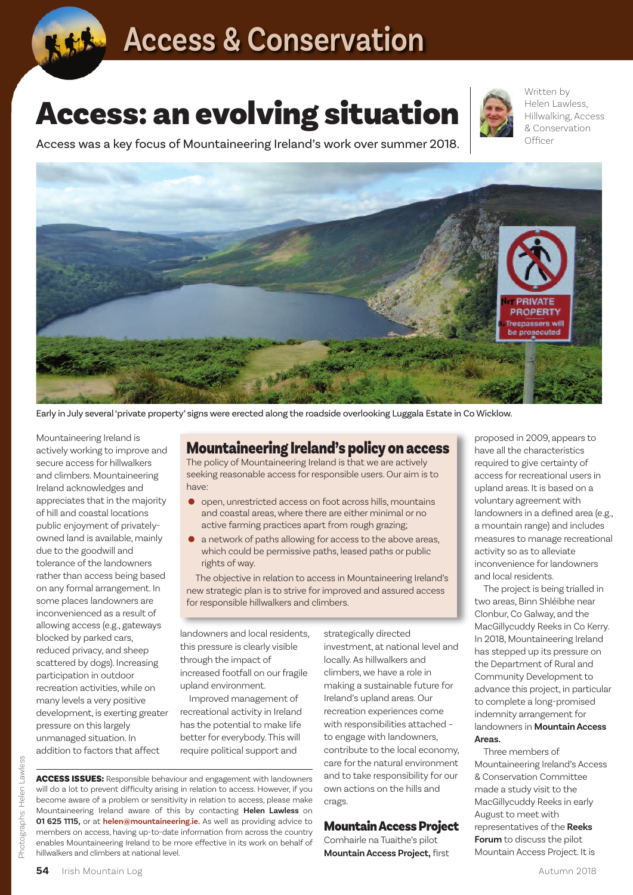# Access & Conservation

# Access: an evolving situation

Access was a key focus of Mountaineering Ireland's work over summer 2018.

Written by Helen Lawless, Hillwalking, Access & Conservation Officer

Early in July several 'private property' signs were erected along the roadside overlooking Luggala Estate in Co Wicklow.

Mountaineering Ireland is actively working to improve and secure access for hillwalkers and climbers. Mountaineering Ireland acknowledges and appreciates that in the majority of hill and coastal locations public enjoyment of privately-owned land is available, mainly due to the goodwill and tolerance of the landowners rather than access being based on any formal arrangement. In some places landowners are inconvenienced as a result of allowing access (e.g., gateways blocked by parked cars, reduced privacy, and sheep scattered by dogs). Increasing participation in outdoor recreation activities, while on many levels a very positive development, is exerting greater pressure on this largely unmanaged situation. In addition to factors that affect landowners and local residents, this pressure is clearly visible through the impact of increased footfall on our fragile upland environment.

Improved management of recreational activity in Ireland has the potential to make life better for everybody. This will require political support and strategically directed investment, at national level and locally. As hillwalkers and climbers, we have a role in making a sustainable future for Ireland's upland areas. Our recreation experiences come with responsibilities attached – to engage with landowners, contribute to the local economy, care for the natural environment and to take responsibility for our own actions on the hills and crags.

## Mountaineering Ireland's policy on access

The policy of Mountaineering Ireland is that we are actively seeking reasonable access for responsible users. Our aim is to have:

- open, unrestricted access on foot across hills, mountains and coastal areas, where there are either minimal or no active farming practices apart from rough grazing;
- a network of paths allowing for access to the above areas, which could be permissive paths, leased paths or public rights of way.

The objective in relation to access in Mountaineering Ireland's new strategic plan is to strive for improved and assured access for responsible hillwalkers and climbers.

**ACCESS ISSUES:** Responsible behaviour and engagement with landowners will do a lot to prevent difficulty arising in relation to access. However, if you become aware of a problem or sensitivity in relation to access, please make Mountaineering Ireland aware of this by contacting **Helen Lawless** on **01 625 1115,** or at **helen@mountaineering.ie.** As well as providing advice to members on access, having up-to-date information from across the country enables Mountaineering Ireland to be more effective in its work on behalf of hillwalkers and climbers at national level.

## Mountain Access Project

Comhairle na Tuaithe's pilot **Mountain Access Project,** first proposed in 2009, appears to have all the characteristics required to give certainty of access for recreational users in upland areas. It is based on a voluntary agreement with landowners in a defined area (e.g., a mountain range) and includes measures to manage recreational activity so as to alleviate inconvenience for landowners and local residents.

The project is being trialled in two areas, Binn Shléibhe near Clonbur, Co Galway, and the MacGillycuddy Reeks in Co Kerry. In 2018, Mountaineering Ireland has stepped up its pressure on the Department of Rural and Community Development to advance this project, in particular to complete a long-promised indemnity arrangement for landowners in **Mountain Access Areas.**

Three members of Mountaineering Ireland's Access & Conservation Committee made a study visit to the MacGillycuddy Reeks in early August to meet with representatives of the **Reeks Forum** to discuss the pilot Mountain Access Project. It is

Photographs: Helen Lawless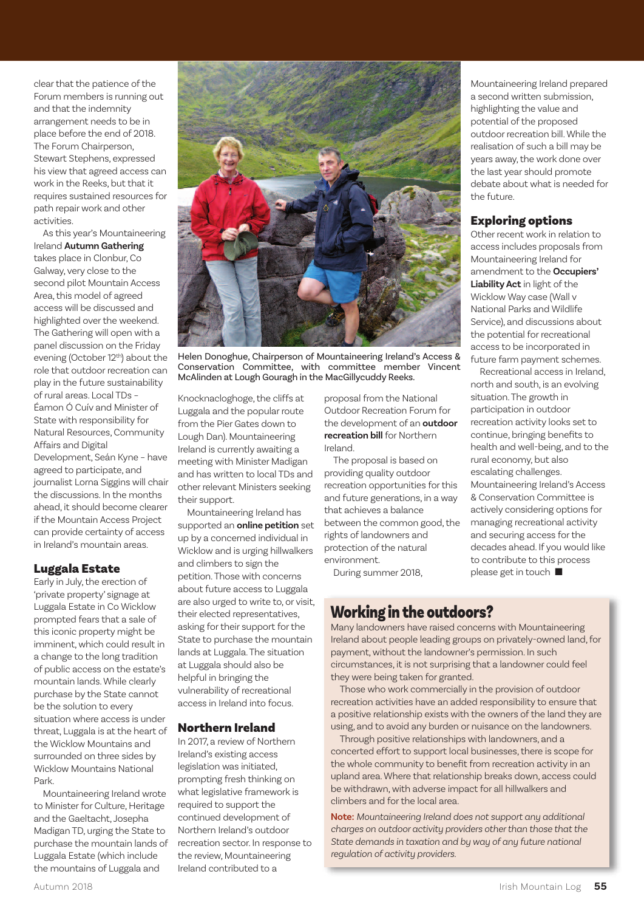clear that the patience of the Forum members is running out and that the indemnity arrangement needs to be in place before the end of 2018. The Forum Chairperson, Stewart Stephens, expressed his view that agreed access can work in the Reeks, but that it requires sustained resources for path repair work and other activities.

As this year's Mountaineering Ireland **Autumn Gathering** takes place in Clonbur, Co Galway, very close to the second pilot Mountain Access Area, this model of agreed access will be discussed and highlighted over the weekend. The Gathering will open with a panel discussion on the Friday evening (October 12th) about the role that outdoor recreation can play in the future sustainability of rural areas. Local TDs – Éamon Ó Cuív and Minister of State with responsibility for Natural Resources, Community Affairs and Digital Development, Seán Kyne – have agreed to participate, and journalist Lorna Siggins will chair the discussions. In the months ahead, it should become clearer if the Mountain Access Project can provide certainty of access in Ireland's mountain areas.

## Luggala Estate

Early in July, the erection of 'private property' signage at Luggala Estate in Co Wicklow prompted fears that a sale of this iconic property might be imminent, which could result in a change to the long tradition of public access on the estate's mountain lands. While clearly purchase by the State cannot be the solution to every situation where access is under threat, Luggala is at the heart of the Wicklow Mountains and surrounded on three sides by Wicklow Mountains National Park.

Mountaineering Ireland wrote to Minister for Culture, Heritage and the Gaeltacht, Josepha Madigan TD, urging the State to purchase the mountain lands of Luggala Estate (which include the mountains of Luggala and Knocknacloghoge, the cliffs at Luggala and the popular route from the Pier Gates down to Lough Dan). Mountaineering Ireland is currently awaiting a meeting with Minister Madigan and has written to local TDs and other relevant Ministers seeking their support.

Mountaineering Ireland has supported an **online petition** set up by a concerned individual in Wicklow and is urging hillwalkers and climbers to sign the petition. Those with concerns about future access to Luggala are also urged to write to, or visit, their elected representatives, asking for their support for the State to purchase the mountain lands at Luggala. The situation at Luggala should also be helpful in bringing the vulnerability of recreational access in Ireland into focus.

Helen Donoghue, Chairperson of Mountaineering Ireland's Access & Conservation Committee, with committee member Vincent McAlinden at Lough Gouragh in the MacGillycuddy Reeks.

## Northern Ireland

In 2017, a review of Northern Ireland's existing access legislation was initiated, prompting fresh thinking on what legislative framework is required to support the continued development of Northern Ireland's outdoor recreation sector. In response to the review, Mountaineering Ireland contributed to a proposal from the National Outdoor Recreation Forum for the development of an **outdoor recreation bill** for Northern Ireland.

The proposal is based on providing quality outdoor recreation opportunities for this and future generations, in a way that achieves a balance between the common good, the rights of landowners and protection of the natural environment.

During summer 2018, Mountaineering Ireland prepared a second written submission, highlighting the value and potential of the proposed outdoor recreation bill. While the realisation of such a bill may be years away, the work done over the last year should promote debate about what is needed for the future.

## Exploring options

Other recent work in relation to access includes proposals from Mountaineering Ireland for amendment to the **Occupiers' Liability Act** in light of the Wicklow Way case (Wall v National Parks and Wildlife Service), and discussions about the potential for recreational access to be incorporated in future farm payment schemes.

Recreational access in Ireland, north and south, is an evolving situation. The growth in participation in outdoor recreation activity looks set to continue, bringing benefits to health and well-being, and to the rural economy, but also escalating challenges. Mountaineering Ireland's Access & Conservation Committee is actively considering options for managing recreational activity and securing access for the decades ahead. If you would like to contribute to this process please get in touch ■

## Working in the outdoors?

Many landowners have raised concerns with Mountaineering Ireland about people leading groups on privately-owned land, for payment, without the landowner's permission. In such circumstances, it is not surprising that a landowner could feel they were being taken for granted.

Those who work commercially in the provision of outdoor recreation activities have an added responsibility to ensure that a positive relationship exists with the owners of the land they are using, and to avoid any burden or nuisance on the landowners.

Through positive relationships with landowners, and a concerted effort to support local businesses, there is scope for the whole community to benefit from recreation activity in an upland area. Where that relationship breaks down, access could be withdrawn, with adverse impact for all hillwalkers and climbers and for the local area.

**Note:** *Mountaineering Ireland does not support any additional charges on outdoor activity providers other than those that the State demands in taxation and by way of any future national regulation of activity providers.*